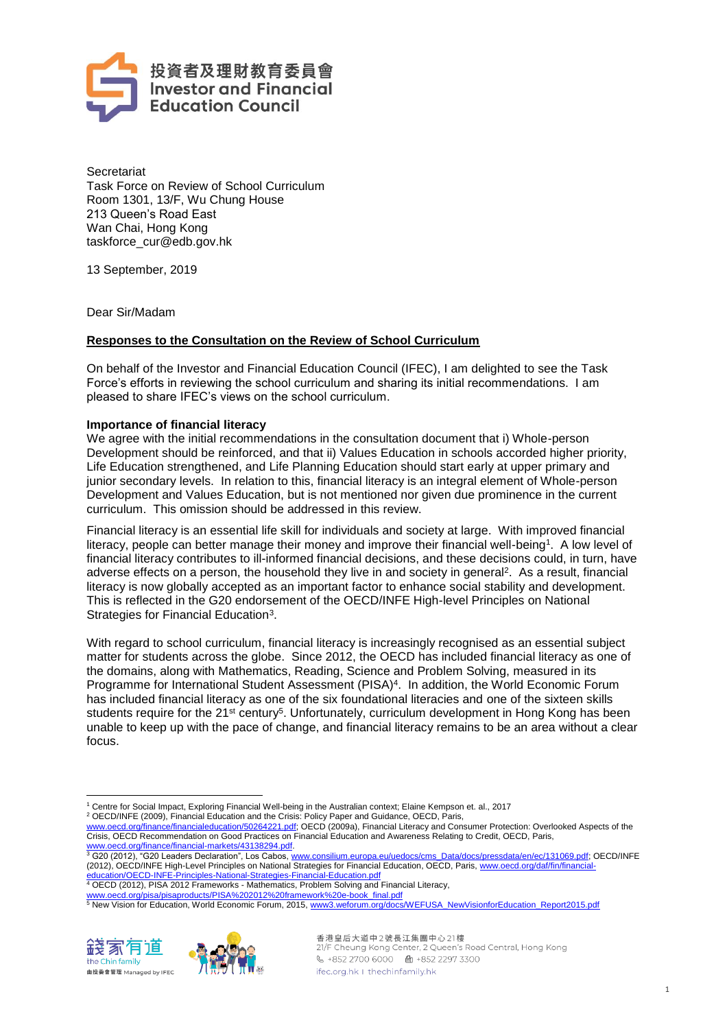投資者及理財教育委員會
Investor and Financial Education Council

Secretariat
Task Force on Review of School Curriculum
Room 1301, 13/F, Wu Chung House
213 Queen's Road East
Wan Chai, Hong Kong
taskforce_cur@edb.gov.hk

13 September, 2019

Dear Sir/Madam

**Responses to the Consultation on the Review of School Curriculum**

On behalf of the Investor and Financial Education Council (IFEC), I am delighted to see the Task Force's efforts in reviewing the school curriculum and sharing its initial recommendations. I am pleased to share IFEC's views on the school curriculum.

**Importance of financial literacy**

We agree with the initial recommendations in the consultation document that i) Whole-person Development should be reinforced, and that ii) Values Education in schools accorded higher priority, Life Education strengthened, and Life Planning Education should start early at upper primary and junior secondary levels. In relation to this, financial literacy is an integral element of Whole-person Development and Values Education, but is not mentioned nor given due prominence in the current curriculum. This omission should be addressed in this review.

Financial literacy is an essential life skill for individuals and society at large. With improved financial literacy, people can better manage their money and improve their financial well-being[1]. A low level of financial literacy contributes to ill-informed financial decisions, and these decisions could, in turn, have adverse effects on a person, the household they live in and society in general[2]. As a result, financial literacy is now globally accepted as an important factor to enhance social stability and development. This is reflected in the G20 endorsement of the OECD/INFE High-level Principles on National Strategies for Financial Education[3].

With regard to school curriculum, financial literacy is increasingly recognised as an essential subject matter for students across the globe. Since 2012, the OECD has included financial literacy as one of the domains, along with Mathematics, Reading, Science and Problem Solving, measured in its Programme for International Student Assessment (PISA)[4]. In addition, the World Economic Forum has included financial literacy as one of the six foundational literacies and one of the sixteen skills students require for the 21st century[5]. Unfortunately, curriculum development in Hong Kong has been unable to keep up with the pace of change, and financial literacy remains to be an area without a clear focus.

---

[1] Centre for Social Impact, Exploring Financial Well-being in the Australian context; Elaine Kempson et. al., 2017

[2] OECD/INFE (2009), Financial Education and the Crisis: Policy Paper and Guidance, OECD, Paris, www.oecd.org/finance/financialeducation/50264221.pdf; OECD (2009a), Financial Literacy and Consumer Protection: Overlooked Aspects of the Crisis, OECD Recommendation on Good Practices on Financial Education and Awareness Relating to Credit, OECD, Paris, www.oecd.org/finance/financial-markets/43138294.pdf.

[3] G20 (2012), "G20 Leaders Declaration", Los Cabos, www.consilium.europa.eu/uedocs/cms_Data/docs/pressdata/en/ec/131069.pdf; OECD/INFE (2012), OECD/INFE High-Level Principles on National Strategies for Financial Education, OECD, Paris, www.oecd.org/daf/fin/financial-education/OECD-INFE-Principles-National-Strategies-Financial-Education.pdf

[4] OECD (2012), PISA 2012 Frameworks - Mathematics, Problem Solving and Financial Literacy, www.oecd.org/pisa/pisaproducts/PISA%202012%20framework%20e-book_final.pdf

[5] New Vision for Education, World Economic Forum, 2015, www3.weforum.org/docs/WEFUSA_NewVisionforEducation_Report2015.pdf

錢家有道 the Chin family 由投委會管理 Managed by IFEC

香港皇后大道中2號長江集團中心21樓
21/F Cheung Kong Center, 2 Queen's Road Central, Hong Kong
+852 2700 6000 +852 2297 3300
ifec.org.hk I thechinfamily.hk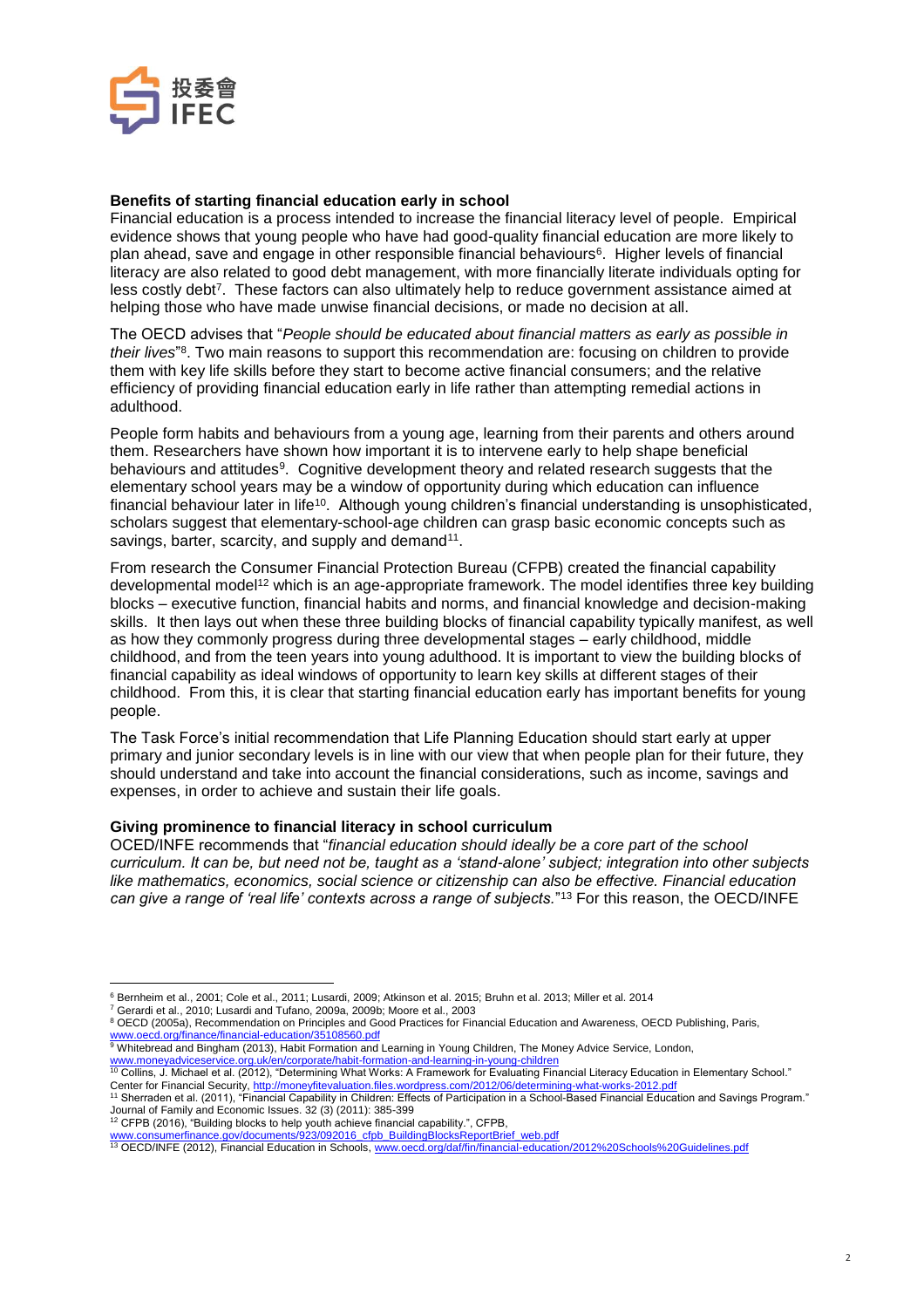### Benefits of starting financial education early in school

Financial education is a process intended to increase the financial literacy level of people. Empirical evidence shows that young people who have had good-quality financial education are more likely to plan ahead, save and engage in other responsible financial behaviours[6]. Higher levels of financial literacy are also related to good debt management, with more financially literate individuals opting for less costly debt[7]. These factors can also ultimately help to reduce government assistance aimed at helping those who have made unwise financial decisions, or made no decision at all.

The OECD advises that "*People should be educated about financial matters as early as possible in their lives*"[8]. Two main reasons to support this recommendation are: focusing on children to provide them with key life skills before they start to become active financial consumers; and the relative efficiency of providing financial education early in life rather than attempting remedial actions in adulthood.

People form habits and behaviours from a young age, learning from their parents and others around them. Researchers have shown how important it is to intervene early to help shape beneficial behaviours and attitudes[9]. Cognitive development theory and related research suggests that the elementary school years may be a window of opportunity during which education can influence financial behaviour later in life[10]. Although young children's financial understanding is unsophisticated, scholars suggest that elementary-school-age children can grasp basic economic concepts such as savings, barter, scarcity, and supply and demand[11].

From research the Consumer Financial Protection Bureau (CFPB) created the financial capability developmental model[12] which is an age-appropriate framework. The model identifies three key building blocks – executive function, financial habits and norms, and financial knowledge and decision-making skills. It then lays out when these three building blocks of financial capability typically manifest, as well as how they commonly progress during three developmental stages – early childhood, middle childhood, and from the teen years into young adulthood. It is important to view the building blocks of financial capability as ideal windows of opportunity to learn key skills at different stages of their childhood. From this, it is clear that starting financial education early has important benefits for young people.

The Task Force's initial recommendation that Life Planning Education should start early at upper primary and junior secondary levels is in line with our view that when people plan for their future, they should understand and take into account the financial considerations, such as income, savings and expenses, in order to achieve and sustain their life goals.

### Giving prominence to financial literacy in school curriculum

OCED/INFE recommends that "*financial education should ideally be a core part of the school curriculum. It can be, but need not be, taught as a 'stand-alone' subject; integration into other subjects like mathematics, economics, social science or citizenship can also be effective. Financial education can give a range of 'real life' contexts across a range of subjects.*"[13] For this reason, the OECD/INFE

---

[6] Bernheim et al., 2001; Cole et al., 2011; Lusardi, 2009; Atkinson et al. 2015; Bruhn et al. 2013; Miller et al. 2014

[7] Gerardi et al., 2010; Lusardi and Tufano, 2009a, 2009b; Moore et al., 2003

[8] OECD (2005a), Recommendation on Principles and Good Practices for Financial Education and Awareness, OECD Publishing, Paris, www.oecd.org/finance/financial-education/35108560.pdf

[9] Whitebread and Bingham (2013), Habit Formation and Learning in Young Children, The Money Advice Service, London, www.moneyadviceservice.org.uk/en/corporate/habit-formation-and-learning-in-young-children

[10] Collins, J. Michael et al. (2012), "Determining What Works: A Framework for Evaluating Financial Literacy Education in Elementary School." Center for Financial Security, http://moneyfitevaluation.files.wordpress.com/2012/06/determining-what-works-2012.pdf

[11] Sherraden et al. (2011), "Financial Capability in Children: Effects of Participation in a School-Based Financial Education and Savings Program." Journal of Family and Economic Issues. 32 (3) (2011): 385-399

[12] CFPB (2016), "Building blocks to help youth achieve financial capability.", CFPB, www.consumerfinance.gov/documents/923/092016_cfpb_BuildingBlocksReportBrief_web.pdf

[13] OECD/INFE (2012), Financial Education in Schools, www.oecd.org/daf/fin/financial-education/2012%20Schools%20Guidelines.pdf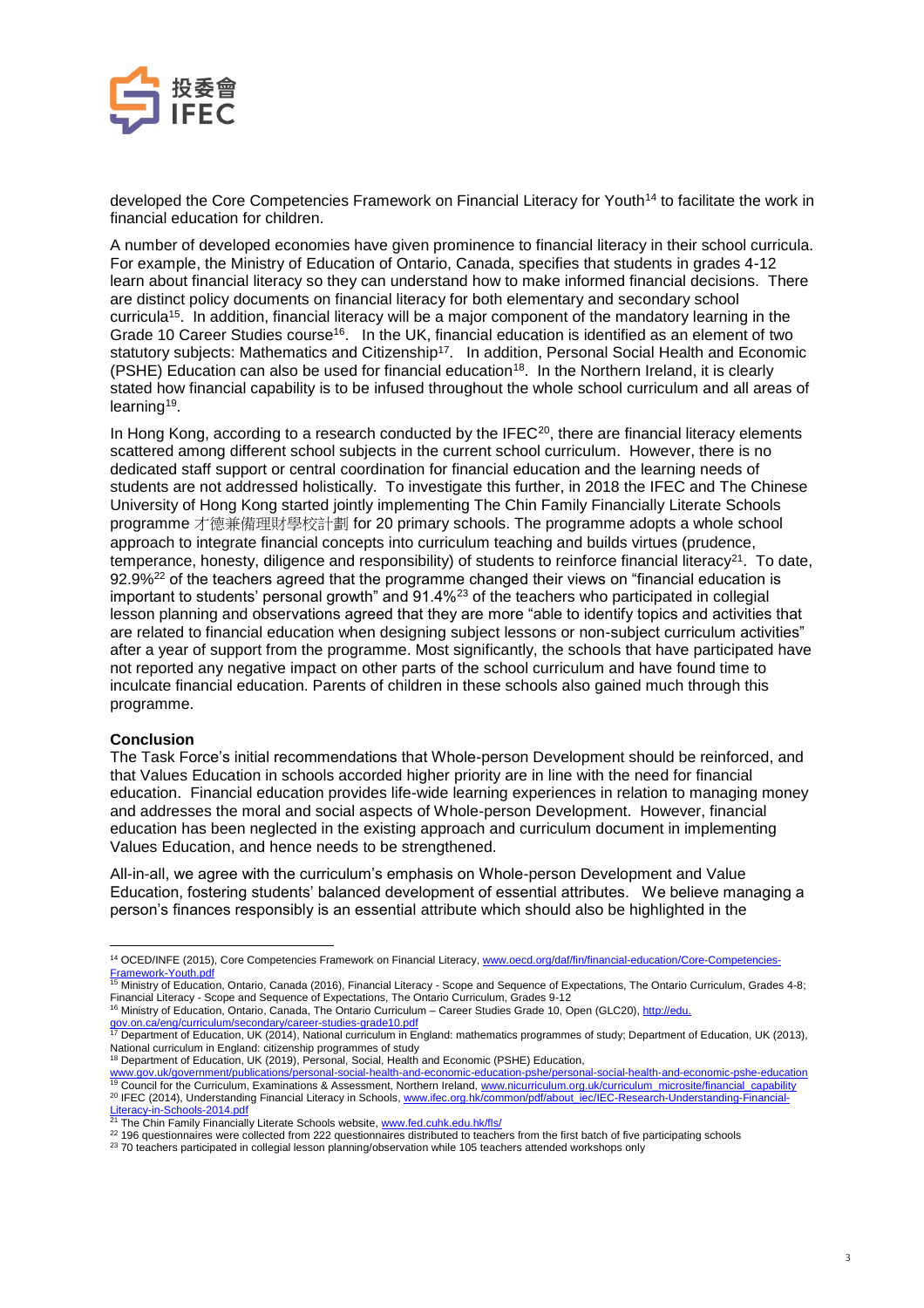developed the Core Competencies Framework on Financial Literacy for Youth[14] to facilitate the work in financial education for children.

A number of developed economies have given prominence to financial literacy in their school curricula. For example, the Ministry of Education of Ontario, Canada, specifies that students in grades 4-12 learn about financial literacy so they can understand how to make informed financial decisions. There are distinct policy documents on financial literacy for both elementary and secondary school curricula[15]. In addition, financial literacy will be a major component of the mandatory learning in the Grade 10 Career Studies course[16]. In the UK, financial education is identified as an element of two statutory subjects: Mathematics and Citizenship[17]. In addition, Personal Social Health and Economic (PSHE) Education can also be used for financial education[18]. In the Northern Ireland, it is clearly stated how financial capability is to be infused throughout the whole school curriculum and all areas of learning[19].

In Hong Kong, according to a research conducted by the IFEC[20], there are financial literacy elements scattered among different school subjects in the current school curriculum. However, there is no dedicated staff support or central coordination for financial education and the learning needs of students are not addressed holistically. To investigate this further, in 2018 the IFEC and The Chinese University of Hong Kong started jointly implementing The Chin Family Financially Literate Schools programme 才德兼備理財學校計劃 for 20 primary schools. The programme adopts a whole school approach to integrate financial concepts into curriculum teaching and builds virtues (prudence, temperance, honesty, diligence and responsibility) of students to reinforce financial literacy[21]. To date, 92.9%[22] of the teachers agreed that the programme changed their views on "financial education is important to students' personal growth" and 91.4%[23] of the teachers who participated in collegial lesson planning and observations agreed that they are more "able to identify topics and activities that are related to financial education when designing subject lessons or non-subject curriculum activities" after a year of support from the programme. Most significantly, the schools that have participated have not reported any negative impact on other parts of the school curriculum and have found time to inculcate financial education. Parents of children in these schools also gained much through this programme.

**Conclusion**

The Task Force's initial recommendations that Whole-person Development should be reinforced, and that Values Education in schools accorded higher priority are in line with the need for financial education. Financial education provides life-wide learning experiences in relation to managing money and addresses the moral and social aspects of Whole-person Development. However, financial education has been neglected in the existing approach and curriculum document in implementing Values Education, and hence needs to be strengthened.

All-in-all, we agree with the curriculum's emphasis on Whole-person Development and Value Education, fostering students' balanced development of essential attributes. We believe managing a person's finances responsibly is an essential attribute which should also be highlighted in the

---

[14] OCED/INFE (2015), Core Competencies Framework on Financial Literacy, www.oecd.org/daf/fin/financial-education/Core-Competencies-Framework-Youth.pdf

[15] Ministry of Education, Ontario, Canada (2016), Financial Literacy - Scope and Sequence of Expectations, The Ontario Curriculum, Grades 4-8; Financial Literacy - Scope and Sequence of Expectations, The Ontario Curriculum, Grades 9-12

[16] Ministry of Education, Ontario, Canada, The Ontario Curriculum – Career Studies Grade 10, Open (GLC20), http://edu.gov.on.ca/eng/curriculum/secondary/career-studies-grade10.pdf

[17] Department of Education, UK (2014), National curriculum in England: mathematics programmes of study; Department of Education, UK (2013), National curriculum in England: citizenship programmes of study

[18] Department of Education, UK (2019), Personal, Social, Health and Economic (PSHE) Education, www.gov.uk/government/publications/personal-social-health-and-economic-education-pshe/personal-social-health-and-economic-pshe-education

[19] Council for the Curriculum, Examinations & Assessment, Northern Ireland, www.nicurriculum.org.uk/curriculum_microsite/financial_capability

[20] IFEC (2014), Understanding Financial Literacy in Schools, www.ifec.org.hk/common/pdf/about_iec/IEC-Research-Understanding-Financial-Literacy-in-Schools-2014.pdf

[21] The Chin Family Financially Literate Schools website, www.fed.cuhk.edu.hk/fls/

[22] 196 questionnaires were collected from 222 questionnaires distributed to teachers from the first batch of five participating schools

[23] 70 teachers participated in collegial lesson planning/observation while 105 teachers attended workshops only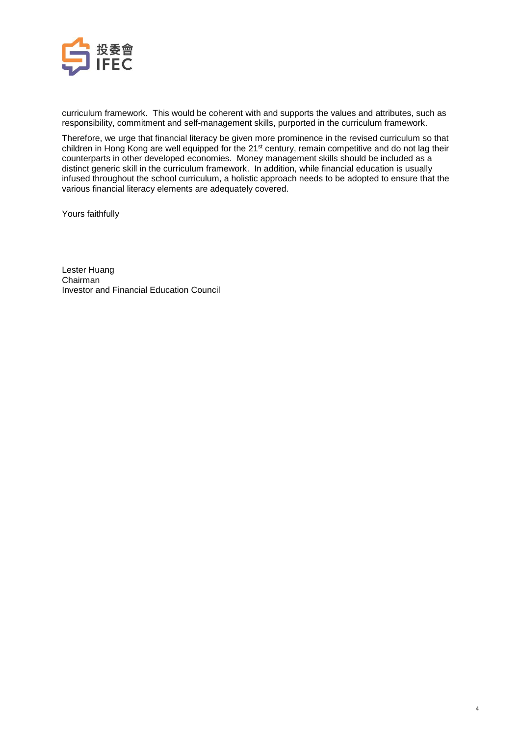curriculum framework. This would be coherent with and supports the values and attributes, such as responsibility, commitment and self-management skills, purported in the curriculum framework.

Therefore, we urge that financial literacy be given more prominence in the revised curriculum so that children in Hong Kong are well equipped for the 21st century, remain competitive and do not lag their counterparts in other developed economies. Money management skills should be included as a distinct generic skill in the curriculum framework. In addition, while financial education is usually infused throughout the school curriculum, a holistic approach needs to be adopted to ensure that the various financial literacy elements are adequately covered.

Yours faithfully

Lester Huang  
Chairman  
Investor and Financial Education Council